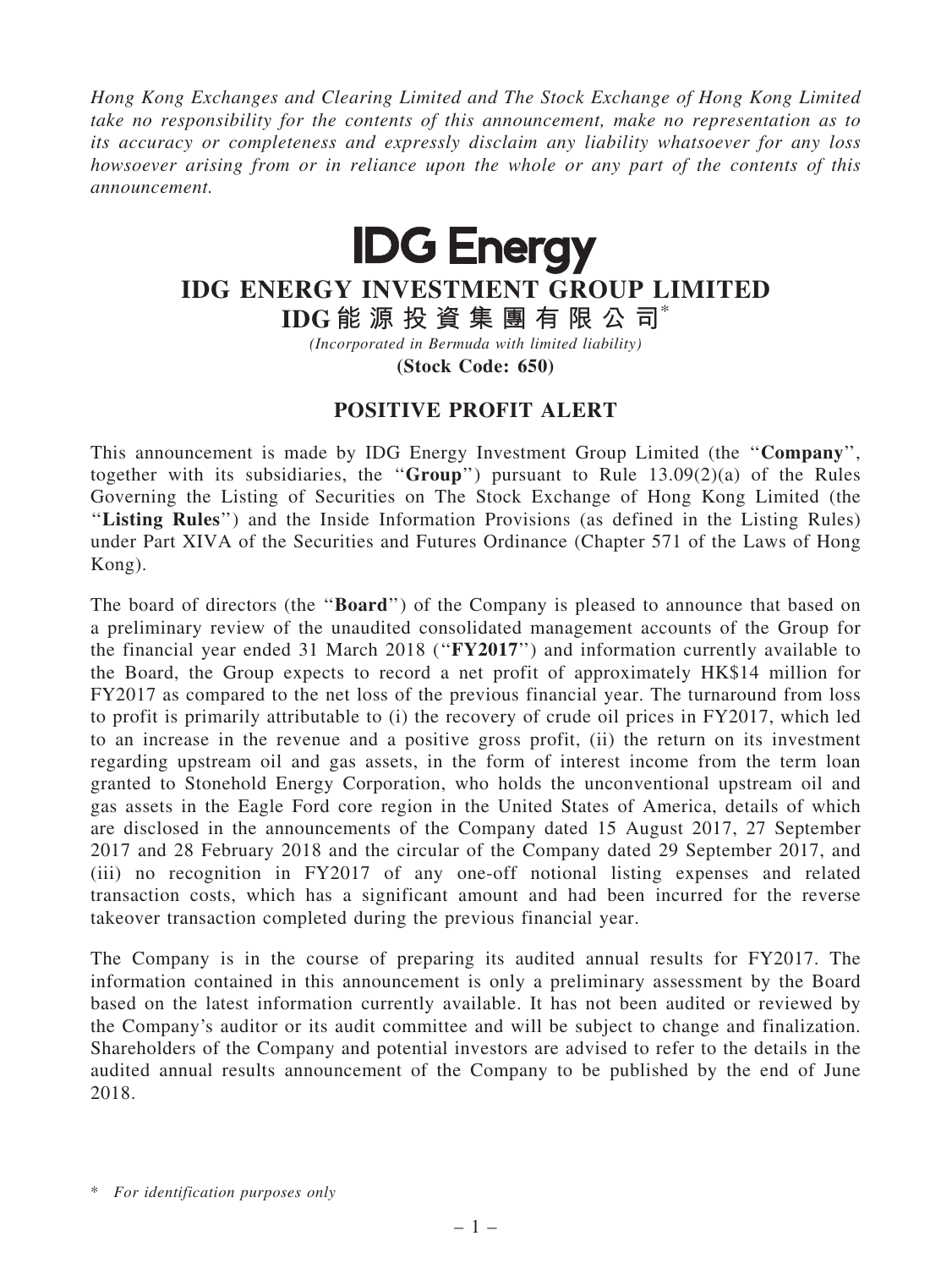*Hong Kong Exchanges and Clearing Limited and The Stock Exchange of Hong Kong Limited take no responsibility for the contents of this announcement, make no representation as to its accuracy or completeness and expressly disclaim any liability whatsoever for any loss howsoever arising from or in reliance upon the whole or any part of the contents of this announcement.*

# IDG Energy

# IDG ENERGY INVESTMENT GROUP LIMITED

# IDG能源投資集團有限公司*

*(Incorporated in Bermuda with limited liability)*

**(Stock Code: 650)**

## POSITIVE PROFIT ALERT

This announcement is made by IDG Energy Investment Group Limited (the "**Company**", together with its subsidiaries, the "**Group**") pursuant to Rule 13.09(2)(a) of the Rules Governing the Listing of Securities on The Stock Exchange of Hong Kong Limited (the "**Listing Rules**") and the Inside Information Provisions (as defined in the Listing Rules) under Part XIVA of the Securities and Futures Ordinance (Chapter 571 of the Laws of Hong Kong).

The board of directors (the "**Board**") of the Company is pleased to announce that based on a preliminary review of the unaudited consolidated management accounts of the Group for the financial year ended 31 March 2018 ("**FY2017**") and information currently available to the Board, the Group expects to record a net profit of approximately HK$14 million for FY2017 as compared to the net loss of the previous financial year. The turnaround from loss to profit is primarily attributable to (i) the recovery of crude oil prices in FY2017, which led to an increase in the revenue and a positive gross profit, (ii) the return on its investment regarding upstream oil and gas assets, in the form of interest income from the term loan granted to Stonehold Energy Corporation, who holds the unconventional upstream oil and gas assets in the Eagle Ford core region in the United States of America, details of which are disclosed in the announcements of the Company dated 15 August 2017, 27 September 2017 and 28 February 2018 and the circular of the Company dated 29 September 2017, and (iii) no recognition in FY2017 of any one-off notional listing expenses and related transaction costs, which has a significant amount and had been incurred for the reverse takeover transaction completed during the previous financial year.

The Company is in the course of preparing its audited annual results for FY2017. The information contained in this announcement is only a preliminary assessment by the Board based on the latest information currently available. It has not been audited or reviewed by the Company's auditor or its audit committee and will be subject to change and finalization. Shareholders of the Company and potential investors are advised to refer to the details in the audited annual results announcement of the Company to be published by the end of June 2018.

\* *For identification purposes only*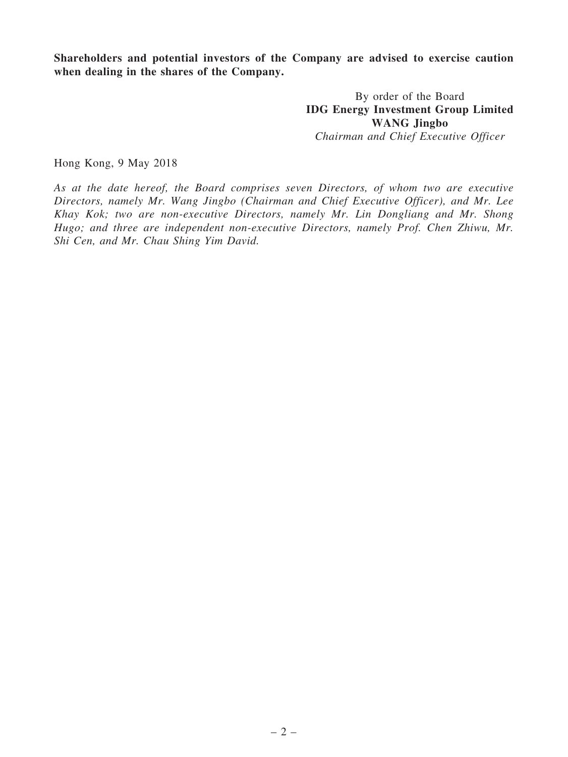**Shareholders and potential investors of the Company are advised to exercise caution when dealing in the shares of the Company.**

By order of the Board
**IDG Energy Investment Group Limited**
**WANG Jingbo**
*Chairman and Chief Executive Officer*

Hong Kong, 9 May 2018

*As at the date hereof, the Board comprises seven Directors, of whom two are executive Directors, namely Mr. Wang Jingbo (Chairman and Chief Executive Officer), and Mr. Lee Khay Kok; two are non-executive Directors, namely Mr. Lin Dongliang and Mr. Shong Hugo; and three are independent non-executive Directors, namely Prof. Chen Zhiwu, Mr. Shi Cen, and Mr. Chau Shing Yim David.*